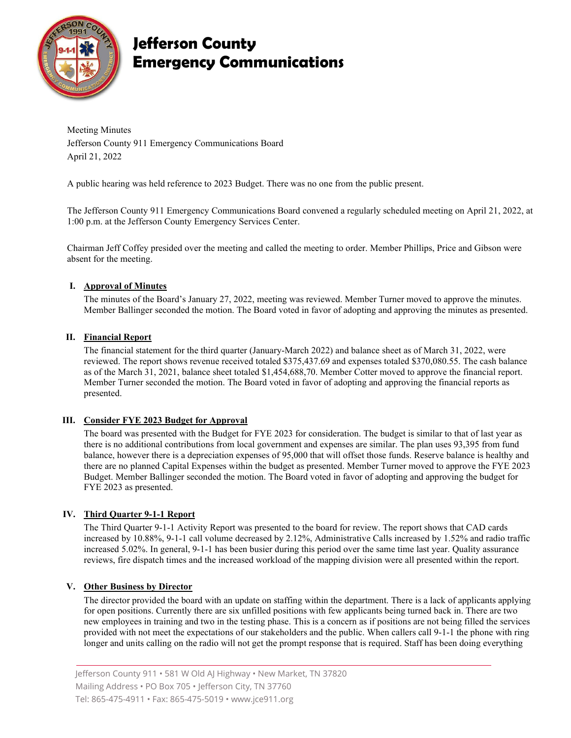# Jefferson County Emergency Communications

Meeting Minutes
Jefferson County 911 Emergency Communications Board
April 21, 2022

A public hearing was held reference to 2023 Budget. There was no one from the public present.

The Jefferson County 911 Emergency Communications Board convened a regularly scheduled meeting on April 21, 2022, at 1:00 p.m. at the Jefferson County Emergency Services Center.

Chairman Jeff Coffey presided over the meeting and called the meeting to order. Member Phillips, Price and Gibson were absent for the meeting.

## I. Approval of Minutes

The minutes of the Board's January 27, 2022, meeting was reviewed. Member Turner moved to approve the minutes. Member Ballinger seconded the motion. The Board voted in favor of adopting and approving the minutes as presented.

## II. Financial Report

The financial statement for the third quarter (January-March 2022) and balance sheet as of March 31, 2022, were reviewed. The report shows revenue received totaled $375,437.69 and expenses totaled $370,080.55. The cash balance as of the March 31, 2021, balance sheet totaled $1,454,688,70. Member Cotter moved to approve the financial report. Member Turner seconded the motion. The Board voted in favor of adopting and approving the financial reports as presented.

## III. Consider FYE 2023 Budget for Approval

The board was presented with the Budget for FYE 2023 for consideration. The budget is similar to that of last year as there is no additional contributions from local government and expenses are similar. The plan uses 93,395 from fund balance, however there is a depreciation expenses of 95,000 that will offset those funds. Reserve balance is healthy and there are no planned Capital Expenses within the budget as presented. Member Turner moved to approve the FYE 2023 Budget. Member Ballinger seconded the motion. The Board voted in favor of adopting and approving the budget for FYE 2023 as presented.

## IV. Third Quarter 9-1-1 Report

The Third Quarter 9-1-1 Activity Report was presented to the board for review. The report shows that CAD cards increased by 10.88%, 9-1-1 call volume decreased by 2.12%, Administrative Calls increased by 1.52% and radio traffic increased 5.02%. In general, 9-1-1 has been busier during this period over the same time last year. Quality assurance reviews, fire dispatch times and the increased workload of the mapping division were all presented within the report.

## V. Other Business by Director

The director provided the board with an update on staffing within the department. There is a lack of applicants applying for open positions. Currently there are six unfilled positions with few applicants being turned back in. There are two new employees in training and two in the testing phase. This is a concern as if positions are not being filled the services provided with not meet the expectations of our stakeholders and the public. When callers call 9-1-1 the phone with ring longer and units calling on the radio will not get the prompt response that is required. Staff has been doing everything

Jefferson County 911 • 581 W Old AJ Highway • New Market, TN 37820
Mailing Address • PO Box 705 • Jefferson City, TN 37760
Tel: 865-475-4911 • Fax: 865-475-5019 • www.jce911.org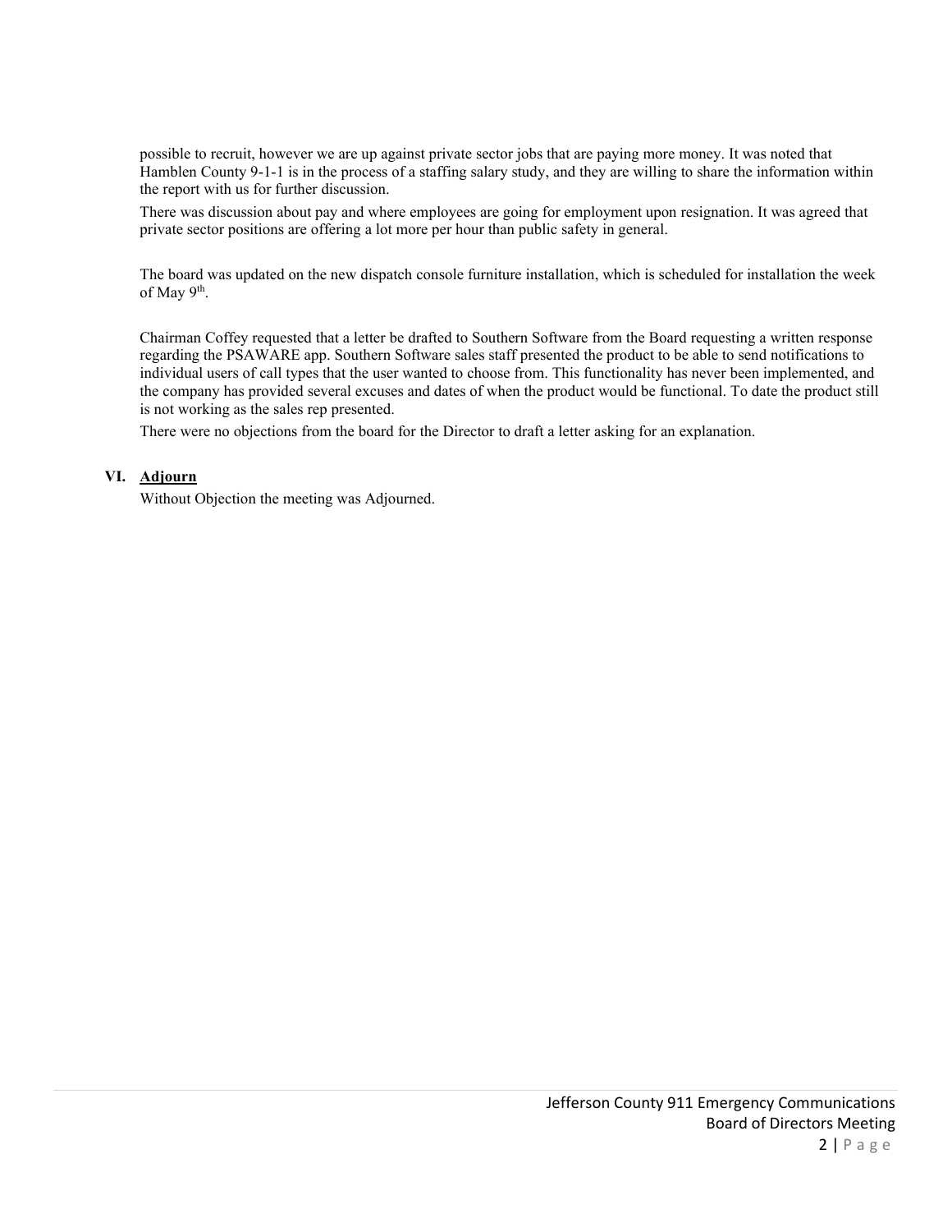possible to recruit, however we are up against private sector jobs that are paying more money. It was noted that Hamblen County 9-1-1 is in the process of a staffing salary study, and they are willing to share the information within the report with us for further discussion.

There was discussion about pay and where employees are going for employment upon resignation. It was agreed that private sector positions are offering a lot more per hour than public safety in general.

The board was updated on the new dispatch console furniture installation, which is scheduled for installation the week of May 9th.

Chairman Coffey requested that a letter be drafted to Southern Software from the Board requesting a written response regarding the PSAWARE app. Southern Software sales staff presented the product to be able to send notifications to individual users of call types that the user wanted to choose from. This functionality has never been implemented, and the company has provided several excuses and dates of when the product would be functional. To date the product still is not working as the sales rep presented.

There were no objections from the board for the Director to draft a letter asking for an explanation.

## VI. Adjourn

Without Objection the meeting was Adjourned.